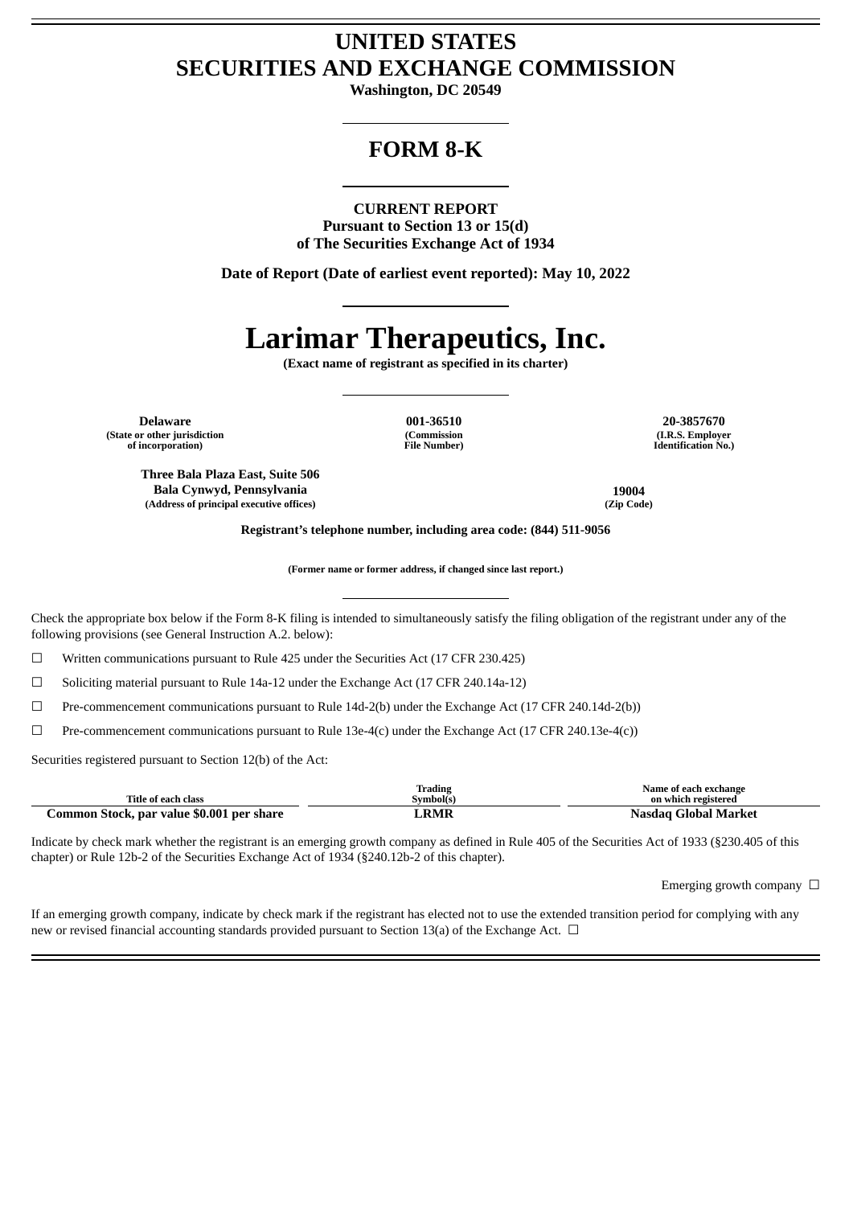# UNITED STATES
# SECURITIES AND EXCHANGE COMMISSION

**Washington, DC 20549**

## FORM 8-K

**CURRENT REPORT**
**Pursuant to Section 13 or 15(d)**
**of The Securities Exchange Act of 1934**

**Date of Report (Date of earliest event reported): May 10, 2022**

# Larimar Therapeutics, Inc.

**(Exact name of registrant as specified in its charter)**

| Delaware | 001-36510 | 20-3857670 |
|---|---|---|
| (State or other jurisdiction of incorporation) | (Commission File Number) | (I.R.S. Employer Identification No.) |

| Three Bala Plaza East, Suite 506 Bala Cynwyd, Pennsylvania | 19004 |
|---|---|
| (Address of principal executive offices) | (Zip Code) |

**Registrant's telephone number, including area code: (844) 511-9056**

**(Former name or former address, if changed since last report.)**

Check the appropriate box below if the Form 8-K filing is intended to simultaneously satisfy the filing obligation of the registrant under any of the following provisions (see General Instruction A.2. below):

☐ Written communications pursuant to Rule 425 under the Securities Act (17 CFR 230.425)

☐ Soliciting material pursuant to Rule 14a-12 under the Exchange Act (17 CFR 240.14a-12)

☐ Pre-commencement communications pursuant to Rule 14d-2(b) under the Exchange Act (17 CFR 240.14d-2(b))

☐ Pre-commencement communications pursuant to Rule 13e-4(c) under the Exchange Act (17 CFR 240.13e-4(c))

Securities registered pursuant to Section 12(b) of the Act:

| Title of each class | Trading Symbol(s) | Name of each exchange on which registered |
|---|---|---|
| **Common Stock, par value $0.001 per share** | **LRMR** | **Nasdaq Global Market** |

Indicate by check mark whether the registrant is an emerging growth company as defined in Rule 405 of the Securities Act of 1933 (§230.405 of this chapter) or Rule 12b-2 of the Securities Exchange Act of 1934 (§240.12b-2 of this chapter).

Emerging growth company ☐

If an emerging growth company, indicate by check mark if the registrant has elected not to use the extended transition period for complying with any new or revised financial accounting standards provided pursuant to Section 13(a) of the Exchange Act. ☐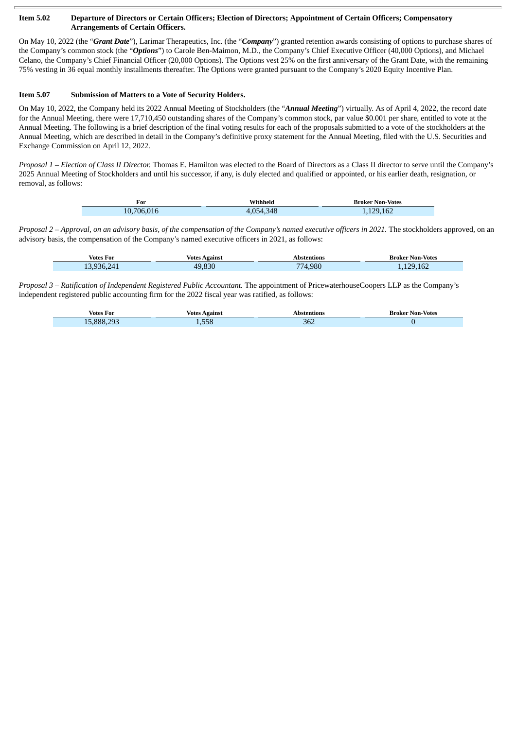**Item 5.02 Departure of Directors or Certain Officers; Election of Directors; Appointment of Certain Officers; Compensatory Arrangements of Certain Officers.**

On May 10, 2022 (the "***Grant Date***"), Larimar Therapeutics, Inc. (the "***Company***") granted retention awards consisting of options to purchase shares of the Company's common stock (the "***Options***") to Carole Ben-Maimon, M.D., the Company's Chief Executive Officer (40,000 Options), and Michael Celano, the Company's Chief Financial Officer (20,000 Options). The Options vest 25% on the first anniversary of the Grant Date, with the remaining 75% vesting in 36 equal monthly installments thereafter. The Options were granted pursuant to the Company's 2020 Equity Incentive Plan.

**Item 5.07 Submission of Matters to a Vote of Security Holders.**

On May 10, 2022, the Company held its 2022 Annual Meeting of Stockholders (the "***Annual Meeting***") virtually. As of April 4, 2022, the record date for the Annual Meeting, there were 17,710,450 outstanding shares of the Company's common stock, par value $0.001 per share, entitled to vote at the Annual Meeting. The following is a brief description of the final voting results for each of the proposals submitted to a vote of the stockholders at the Annual Meeting, which are described in detail in the Company's definitive proxy statement for the Annual Meeting, filed with the U.S. Securities and Exchange Commission on April 12, 2022.

*Proposal 1 – Election of Class II Director.* Thomas E. Hamilton was elected to the Board of Directors as a Class II director to serve until the Company's 2025 Annual Meeting of Stockholders and until his successor, if any, is duly elected and qualified or appointed, or his earlier death, resignation, or removal, as follows:

| For | Withheld | Broker Non-Votes |
|---|---|---|
| 10,706,016 | 4,054,348 | 1,129,162 |

*Proposal 2 – Approval, on an advisory basis, of the compensation of the Company's named executive officers in 2021.* The stockholders approved, on an advisory basis, the compensation of the Company's named executive officers in 2021, as follows:

| Votes For | Votes Against | Abstentions | Broker Non-Votes |
|---|---|---|---|
| 13,936,241 | 49,830 | 774,980 | 1,129,162 |

*Proposal 3 – Ratification of Independent Registered Public Accountant.* The appointment of PricewaterhouseCoopers LLP as the Company's independent registered public accounting firm for the 2022 fiscal year was ratified, as follows:

| Votes For | Votes Against | Abstentions | Broker Non-Votes |
|---|---|---|---|
| 15,888,293 | 1,558 | 362 | 0 |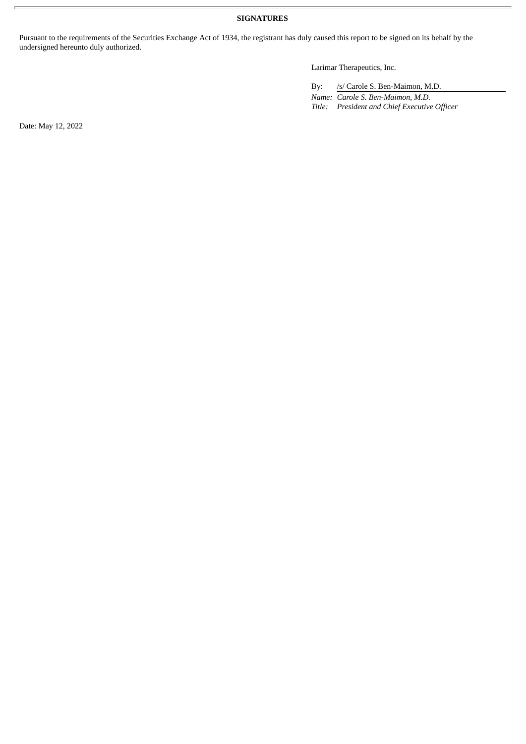**SIGNATURES**

Pursuant to the requirements of the Securities Exchange Act of 1934, the registrant has duly caused this report to be signed on its behalf by the undersigned hereunto duly authorized.

Larimar Therapeutics, Inc.

By: /s/ Carole S. Ben-Maimon, M.D.
*Name: Carole S. Ben-Maimon, M.D.*
*Title: President and Chief Executive Officer*

Date: May 12, 2022